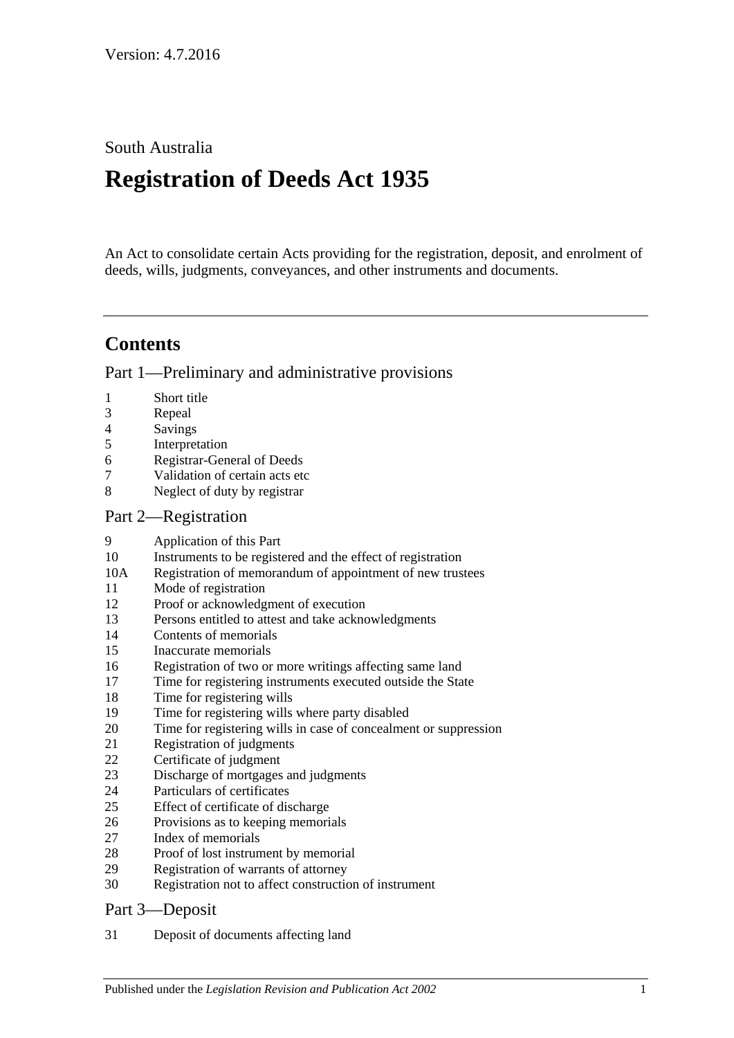Version: 4.7.2016

South Australia

# Registration of Deeds Act 1935

An Act to consolidate certain Acts providing for the registration, deposit, and enrolment of deeds, wills, judgments, conveyances, and other instruments and documents.

## Contents

### Part 1—Preliminary and administrative provisions

1 Short title
3 Repeal
4 Savings
5 Interpretation
6 Registrar-General of Deeds
7 Validation of certain acts etc
8 Neglect of duty by registrar

### Part 2—Registration

9 Application of this Part
10 Instruments to be registered and the effect of registration
10A Registration of memorandum of appointment of new trustees
11 Mode of registration
12 Proof or acknowledgment of execution
13 Persons entitled to attest and take acknowledgments
14 Contents of memorials
15 Inaccurate memorials
16 Registration of two or more writings affecting same land
17 Time for registering instruments executed outside the State
18 Time for registering wills
19 Time for registering wills where party disabled
20 Time for registering wills in case of concealment or suppression
21 Registration of judgments
22 Certificate of judgment
23 Discharge of mortgages and judgments
24 Particulars of certificates
25 Effect of certificate of discharge
26 Provisions as to keeping memorials
27 Index of memorials
28 Proof of lost instrument by memorial
29 Registration of warrants of attorney
30 Registration not to affect construction of instrument

### Part 3—Deposit

31 Deposit of documents affecting land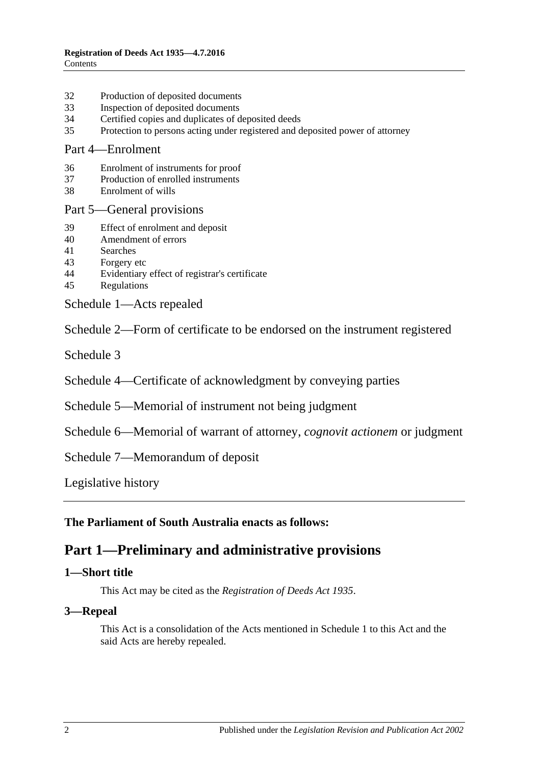32 Production of deposited documents
33 Inspection of deposited documents
34 Certified copies and duplicates of deposited deeds
35 Protection to persons acting under registered and deposited power of attorney

Part 4—Enrolment

36 Enrolment of instruments for proof
37 Production of enrolled instruments
38 Enrolment of wills

Part 5—General provisions

39 Effect of enrolment and deposit
40 Amendment of errors
41 Searches
43 Forgery etc
44 Evidentiary effect of registrar's certificate
45 Regulations

Schedule 1—Acts repealed

Schedule 2—Form of certificate to be endorsed on the instrument registered

Schedule 3

Schedule 4—Certificate of acknowledgment by conveying parties

Schedule 5—Memorial of instrument not being judgment

Schedule 6—Memorial of warrant of attorney, *cognovit actionem* or judgment

Schedule 7—Memorandum of deposit

Legislative history

**The Parliament of South Australia enacts as follows:**

# Part 1—Preliminary and administrative provisions

## 1—Short title

This Act may be cited as the *Registration of Deeds Act 1935*.

## 3—Repeal

This Act is a consolidation of the Acts mentioned in Schedule 1 to this Act and the said Acts are hereby repealed.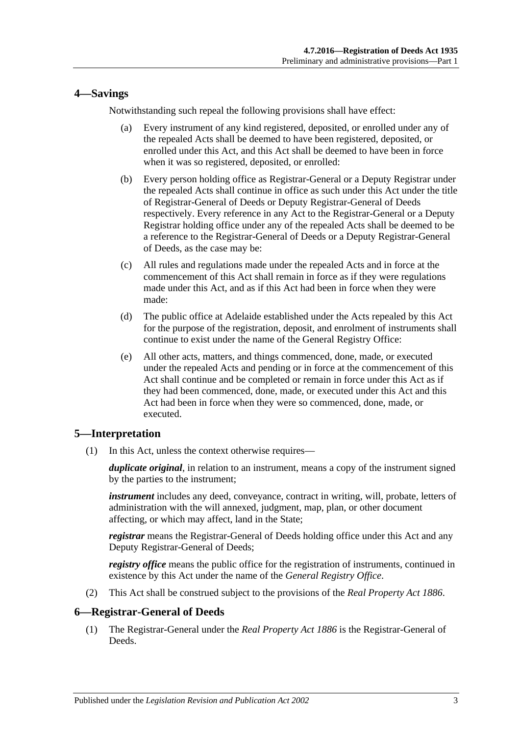## 4—Savings

Notwithstanding such repeal the following provisions shall have effect:

(a) Every instrument of any kind registered, deposited, or enrolled under any of the repealed Acts shall be deemed to have been registered, deposited, or enrolled under this Act, and this Act shall be deemed to have been in force when it was so registered, deposited, or enrolled:

(b) Every person holding office as Registrar-General or a Deputy Registrar under the repealed Acts shall continue in office as such under this Act under the title of Registrar-General of Deeds or Deputy Registrar-General of Deeds respectively. Every reference in any Act to the Registrar-General or a Deputy Registrar holding office under any of the repealed Acts shall be deemed to be a reference to the Registrar-General of Deeds or a Deputy Registrar-General of Deeds, as the case may be:

(c) All rules and regulations made under the repealed Acts and in force at the commencement of this Act shall remain in force as if they were regulations made under this Act, and as if this Act had been in force when they were made:

(d) The public office at Adelaide established under the Acts repealed by this Act for the purpose of the registration, deposit, and enrolment of instruments shall continue to exist under the name of the General Registry Office:

(e) All other acts, matters, and things commenced, done, made, or executed under the repealed Acts and pending or in force at the commencement of this Act shall continue and be completed or remain in force under this Act as if they had been commenced, done, made, or executed under this Act and this Act had been in force when they were so commenced, done, made, or executed.

## 5—Interpretation

(1) In this Act, unless the context otherwise requires—

***duplicate original***, in relation to an instrument, means a copy of the instrument signed by the parties to the instrument;

***instrument*** includes any deed, conveyance, contract in writing, will, probate, letters of administration with the will annexed, judgment, map, plan, or other document affecting, or which may affect, land in the State;

***registrar*** means the Registrar-General of Deeds holding office under this Act and any Deputy Registrar-General of Deeds;

***registry office*** means the public office for the registration of instruments, continued in existence by this Act under the name of the *General Registry Office*.

(2) This Act shall be construed subject to the provisions of the *Real Property Act 1886*.

## 6—Registrar-General of Deeds

(1) The Registrar-General under the *Real Property Act 1886* is the Registrar-General of Deeds.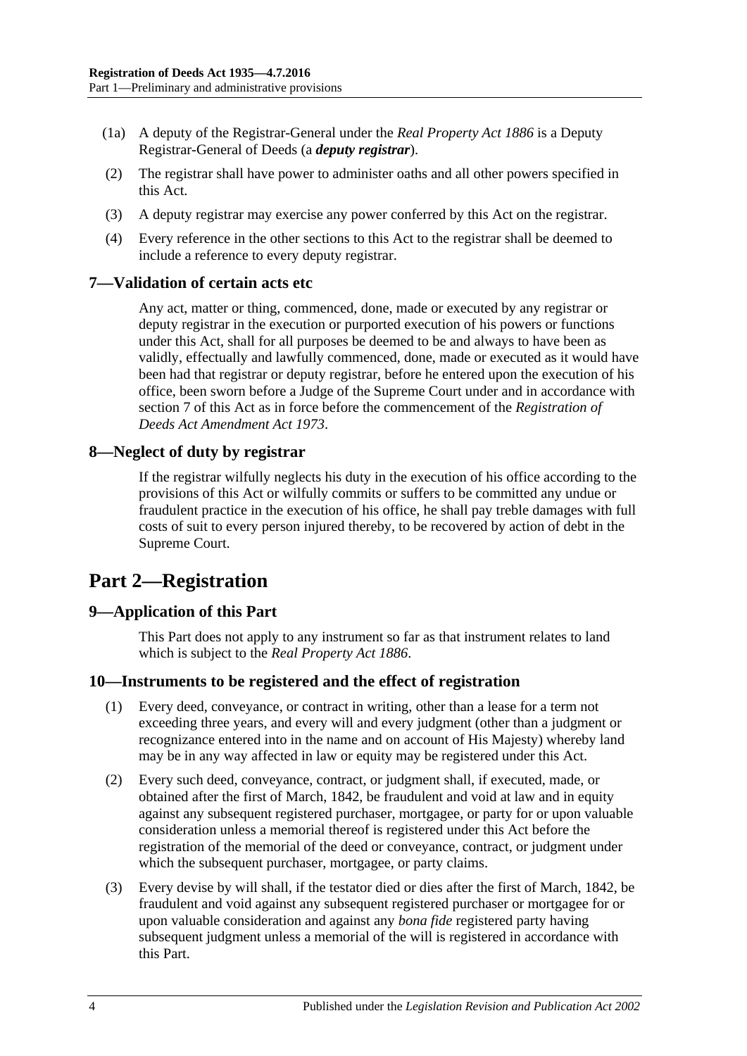(1a) A deputy of the Registrar-General under the *Real Property Act 1886* is a Deputy Registrar-General of Deeds (a ***deputy registrar***).

(2) The registrar shall have power to administer oaths and all other powers specified in this Act.

(3) A deputy registrar may exercise any power conferred by this Act on the registrar.

(4) Every reference in the other sections to this Act to the registrar shall be deemed to include a reference to every deputy registrar.

## 7—Validation of certain acts etc

Any act, matter or thing, commenced, done, made or executed by any registrar or deputy registrar in the execution or purported execution of his powers or functions under this Act, shall for all purposes be deemed to be and always to have been as validly, effectually and lawfully commenced, done, made or executed as it would have been had that registrar or deputy registrar, before he entered upon the execution of his office, been sworn before a Judge of the Supreme Court under and in accordance with section 7 of this Act as in force before the commencement of the *Registration of Deeds Act Amendment Act 1973*.

## 8—Neglect of duty by registrar

If the registrar wilfully neglects his duty in the execution of his office according to the provisions of this Act or wilfully commits or suffers to be committed any undue or fraudulent practice in the execution of his office, he shall pay treble damages with full costs of suit to every person injured thereby, to be recovered by action of debt in the Supreme Court.

# Part 2—Registration

## 9—Application of this Part

This Part does not apply to any instrument so far as that instrument relates to land which is subject to the *Real Property Act 1886*.

## 10—Instruments to be registered and the effect of registration

(1) Every deed, conveyance, or contract in writing, other than a lease for a term not exceeding three years, and every will and every judgment (other than a judgment or recognizance entered into in the name and on account of His Majesty) whereby land may be in any way affected in law or equity may be registered under this Act.

(2) Every such deed, conveyance, contract, or judgment shall, if executed, made, or obtained after the first of March, 1842, be fraudulent and void at law and in equity against any subsequent registered purchaser, mortgagee, or party for or upon valuable consideration unless a memorial thereof is registered under this Act before the registration of the memorial of the deed or conveyance, contract, or judgment under which the subsequent purchaser, mortgagee, or party claims.

(3) Every devise by will shall, if the testator died or dies after the first of March, 1842, be fraudulent and void against any subsequent registered purchaser or mortgagee for or upon valuable consideration and against any *bona fide* registered party having subsequent judgment unless a memorial of the will is registered in accordance with this Part.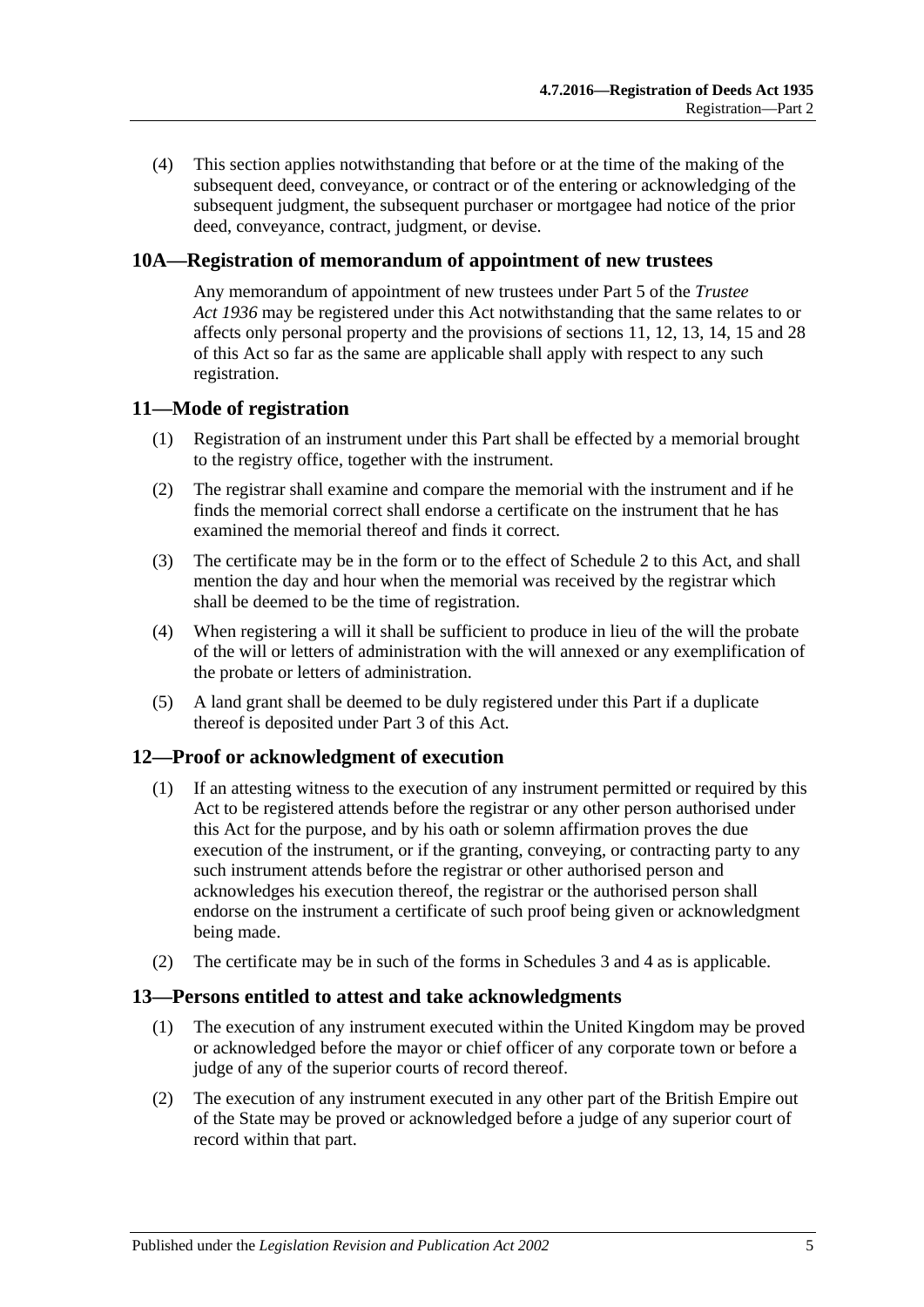(4) This section applies notwithstanding that before or at the time of the making of the subsequent deed, conveyance, or contract or of the entering or acknowledging of the subsequent judgment, the subsequent purchaser or mortgagee had notice of the prior deed, conveyance, contract, judgment, or devise.

## 10A—Registration of memorandum of appointment of new trustees

Any memorandum of appointment of new trustees under Part 5 of the *Trustee Act 1936* may be registered under this Act notwithstanding that the same relates to or affects only personal property and the provisions of sections 11, 12, 13, 14, 15 and 28 of this Act so far as the same are applicable shall apply with respect to any such registration.

## 11—Mode of registration

(1) Registration of an instrument under this Part shall be effected by a memorial brought to the registry office, together with the instrument.

(2) The registrar shall examine and compare the memorial with the instrument and if he finds the memorial correct shall endorse a certificate on the instrument that he has examined the memorial thereof and finds it correct.

(3) The certificate may be in the form or to the effect of Schedule 2 to this Act, and shall mention the day and hour when the memorial was received by the registrar which shall be deemed to be the time of registration.

(4) When registering a will it shall be sufficient to produce in lieu of the will the probate of the will or letters of administration with the will annexed or any exemplification of the probate or letters of administration.

(5) A land grant shall be deemed to be duly registered under this Part if a duplicate thereof is deposited under Part 3 of this Act.

## 12—Proof or acknowledgment of execution

(1) If an attesting witness to the execution of any instrument permitted or required by this Act to be registered attends before the registrar or any other person authorised under this Act for the purpose, and by his oath or solemn affirmation proves the due execution of the instrument, or if the granting, conveying, or contracting party to any such instrument attends before the registrar or other authorised person and acknowledges his execution thereof, the registrar or the authorised person shall endorse on the instrument a certificate of such proof being given or acknowledgment being made.

(2) The certificate may be in such of the forms in Schedules 3 and 4 as is applicable.

## 13—Persons entitled to attest and take acknowledgments

(1) The execution of any instrument executed within the United Kingdom may be proved or acknowledged before the mayor or chief officer of any corporate town or before a judge of any of the superior courts of record thereof.

(2) The execution of any instrument executed in any other part of the British Empire out of the State may be proved or acknowledged before a judge of any superior court of record within that part.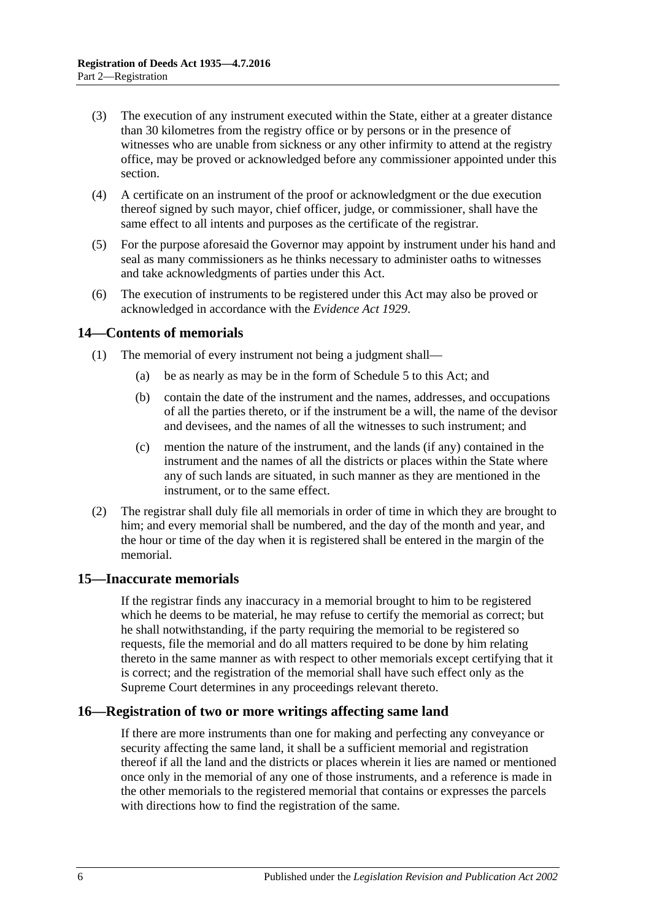(3) The execution of any instrument executed within the State, either at a greater distance than 30 kilometres from the registry office or by persons or in the presence of witnesses who are unable from sickness or any other infirmity to attend at the registry office, may be proved or acknowledged before any commissioner appointed under this section.

(4) A certificate on an instrument of the proof or acknowledgment or the due execution thereof signed by such mayor, chief officer, judge, or commissioner, shall have the same effect to all intents and purposes as the certificate of the registrar.

(5) For the purpose aforesaid the Governor may appoint by instrument under his hand and seal as many commissioners as he thinks necessary to administer oaths to witnesses and take acknowledgments of parties under this Act.

(6) The execution of instruments to be registered under this Act may also be proved or acknowledged in accordance with the *Evidence Act 1929*.

## 14—Contents of memorials

(1) The memorial of every instrument not being a judgment shall—

(a) be as nearly as may be in the form of Schedule 5 to this Act; and

(b) contain the date of the instrument and the names, addresses, and occupations of all the parties thereto, or if the instrument be a will, the name of the devisor and devisees, and the names of all the witnesses to such instrument; and

(c) mention the nature of the instrument, and the lands (if any) contained in the instrument and the names of all the districts or places within the State where any of such lands are situated, in such manner as they are mentioned in the instrument, or to the same effect.

(2) The registrar shall duly file all memorials in order of time in which they are brought to him; and every memorial shall be numbered, and the day of the month and year, and the hour or time of the day when it is registered shall be entered in the margin of the memorial.

## 15—Inaccurate memorials

If the registrar finds any inaccuracy in a memorial brought to him to be registered which he deems to be material, he may refuse to certify the memorial as correct; but he shall notwithstanding, if the party requiring the memorial to be registered so requests, file the memorial and do all matters required to be done by him relating thereto in the same manner as with respect to other memorials except certifying that it is correct; and the registration of the memorial shall have such effect only as the Supreme Court determines in any proceedings relevant thereto.

## 16—Registration of two or more writings affecting same land

If there are more instruments than one for making and perfecting any conveyance or security affecting the same land, it shall be a sufficient memorial and registration thereof if all the land and the districts or places wherein it lies are named or mentioned once only in the memorial of any one of those instruments, and a reference is made in the other memorials to the registered memorial that contains or expresses the parcels with directions how to find the registration of the same.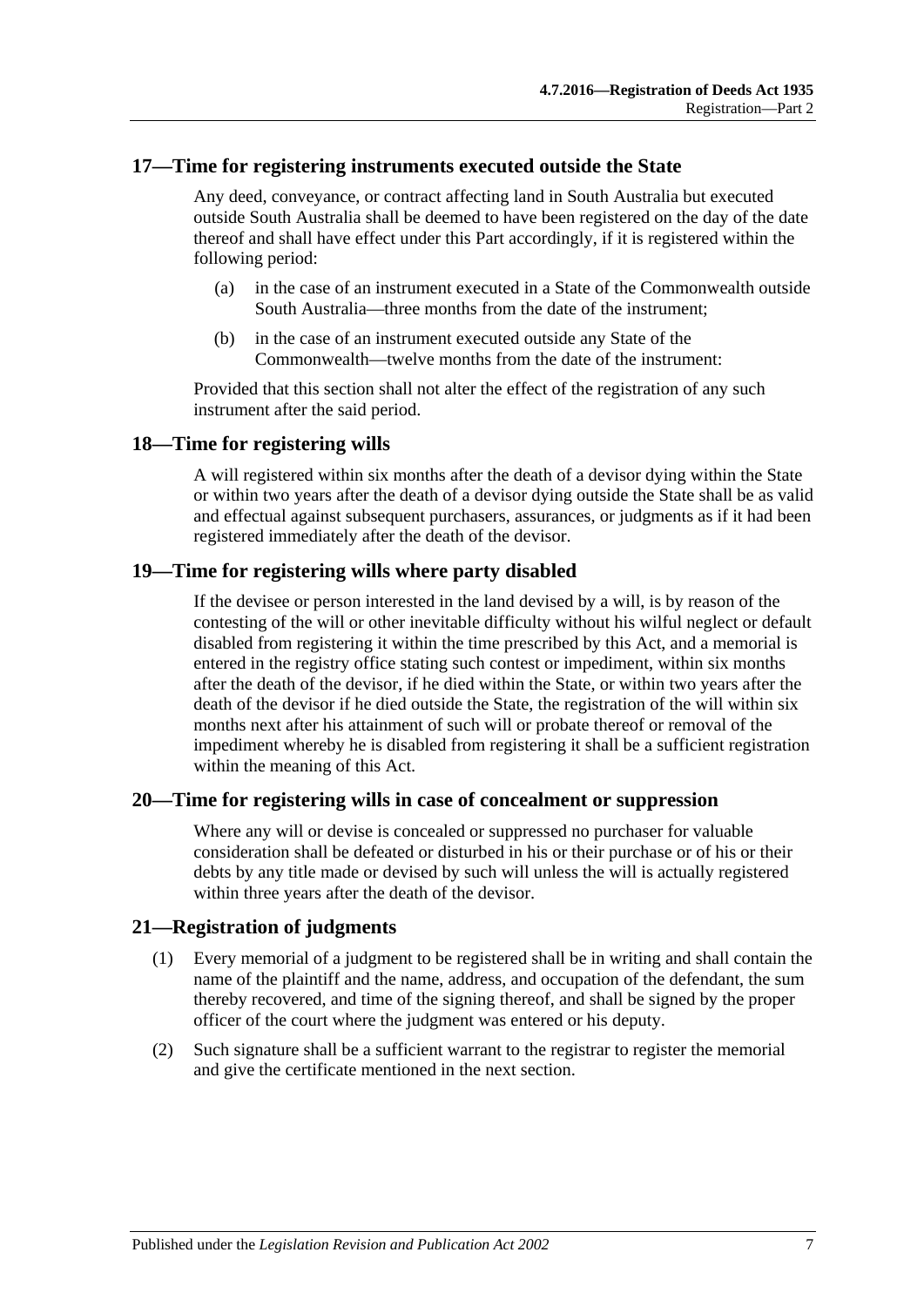## 17—Time for registering instruments executed outside the State

Any deed, conveyance, or contract affecting land in South Australia but executed outside South Australia shall be deemed to have been registered on the day of the date thereof and shall have effect under this Part accordingly, if it is registered within the following period:

- (a) in the case of an instrument executed in a State of the Commonwealth outside South Australia—three months from the date of the instrument;
- (b) in the case of an instrument executed outside any State of the Commonwealth—twelve months from the date of the instrument:

Provided that this section shall not alter the effect of the registration of any such instrument after the said period.

## 18—Time for registering wills

A will registered within six months after the death of a devisor dying within the State or within two years after the death of a devisor dying outside the State shall be as valid and effectual against subsequent purchasers, assurances, or judgments as if it had been registered immediately after the death of the devisor.

## 19—Time for registering wills where party disabled

If the devisee or person interested in the land devised by a will, is by reason of the contesting of the will or other inevitable difficulty without his wilful neglect or default disabled from registering it within the time prescribed by this Act, and a memorial is entered in the registry office stating such contest or impediment, within six months after the death of the devisor, if he died within the State, or within two years after the death of the devisor if he died outside the State, the registration of the will within six months next after his attainment of such will or probate thereof or removal of the impediment whereby he is disabled from registering it shall be a sufficient registration within the meaning of this Act.

## 20—Time for registering wills in case of concealment or suppression

Where any will or devise is concealed or suppressed no purchaser for valuable consideration shall be defeated or disturbed in his or their purchase or of his or their debts by any title made or devised by such will unless the will is actually registered within three years after the death of the devisor.

## 21—Registration of judgments

(1) Every memorial of a judgment to be registered shall be in writing and shall contain the name of the plaintiff and the name, address, and occupation of the defendant, the sum thereby recovered, and time of the signing thereof, and shall be signed by the proper officer of the court where the judgment was entered or his deputy.

(2) Such signature shall be a sufficient warrant to the registrar to register the memorial and give the certificate mentioned in the next section.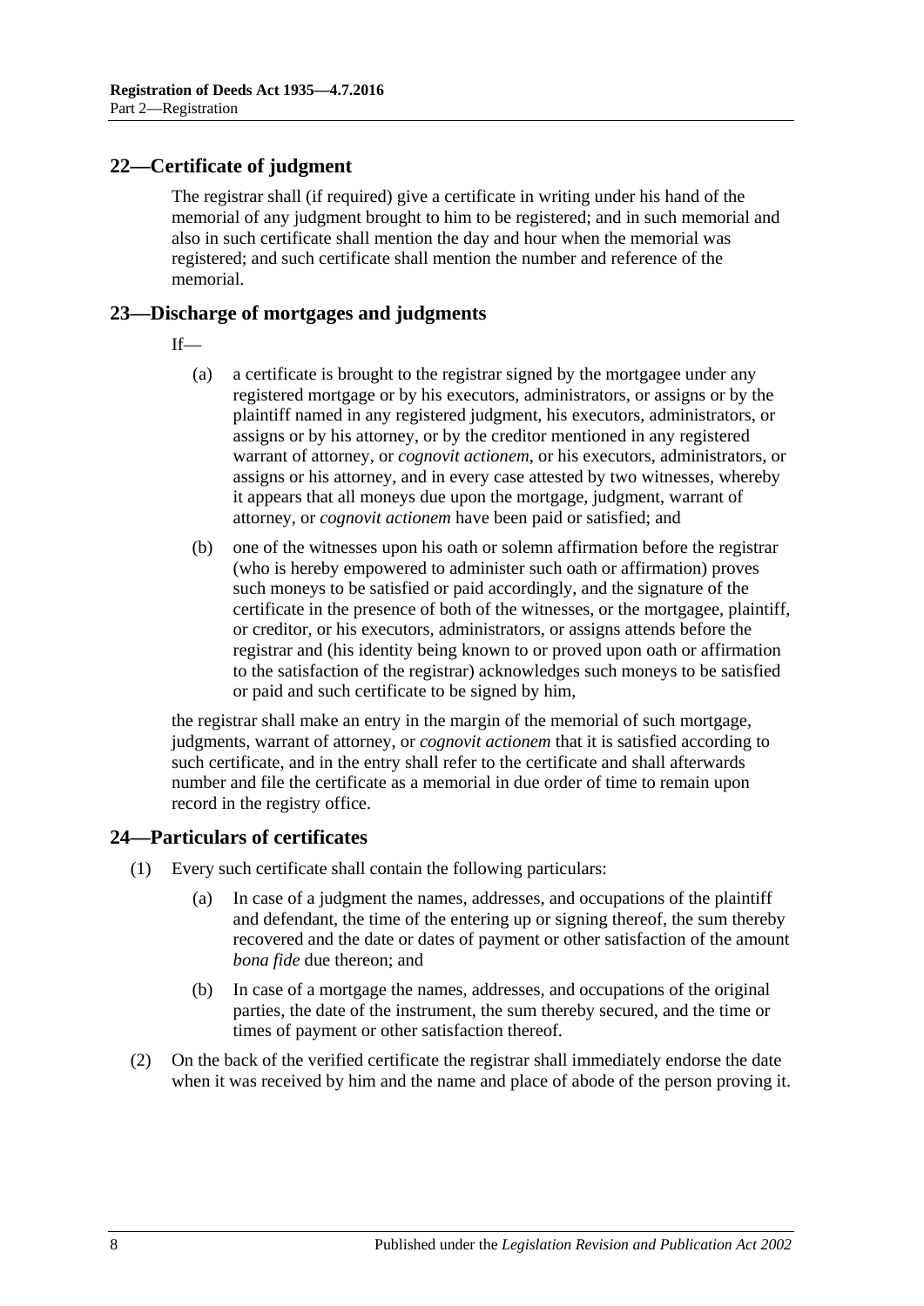## 22—Certificate of judgment

The registrar shall (if required) give a certificate in writing under his hand of the memorial of any judgment brought to him to be registered; and in such memorial and also in such certificate shall mention the day and hour when the memorial was registered; and such certificate shall mention the number and reference of the memorial.

## 23—Discharge of mortgages and judgments

If—

(a) a certificate is brought to the registrar signed by the mortgagee under any registered mortgage or by his executors, administrators, or assigns or by the plaintiff named in any registered judgment, his executors, administrators, or assigns or by his attorney, or by the creditor mentioned in any registered warrant of attorney, or *cognovit actionem*, or his executors, administrators, or assigns or his attorney, and in every case attested by two witnesses, whereby it appears that all moneys due upon the mortgage, judgment, warrant of attorney, or *cognovit actionem* have been paid or satisfied; and

(b) one of the witnesses upon his oath or solemn affirmation before the registrar (who is hereby empowered to administer such oath or affirmation) proves such moneys to be satisfied or paid accordingly, and the signature of the certificate in the presence of both of the witnesses, or the mortgagee, plaintiff, or creditor, or his executors, administrators, or assigns attends before the registrar and (his identity being known to or proved upon oath or affirmation to the satisfaction of the registrar) acknowledges such moneys to be satisfied or paid and such certificate to be signed by him,

the registrar shall make an entry in the margin of the memorial of such mortgage, judgments, warrant of attorney, or *cognovit actionem* that it is satisfied according to such certificate, and in the entry shall refer to the certificate and shall afterwards number and file the certificate as a memorial in due order of time to remain upon record in the registry office.

## 24—Particulars of certificates

(1) Every such certificate shall contain the following particulars:

(a) In case of a judgment the names, addresses, and occupations of the plaintiff and defendant, the time of the entering up or signing thereof, the sum thereby recovered and the date or dates of payment or other satisfaction of the amount *bona fide* due thereon; and

(b) In case of a mortgage the names, addresses, and occupations of the original parties, the date of the instrument, the sum thereby secured, and the time or times of payment or other satisfaction thereof.

(2) On the back of the verified certificate the registrar shall immediately endorse the date when it was received by him and the name and place of abode of the person proving it.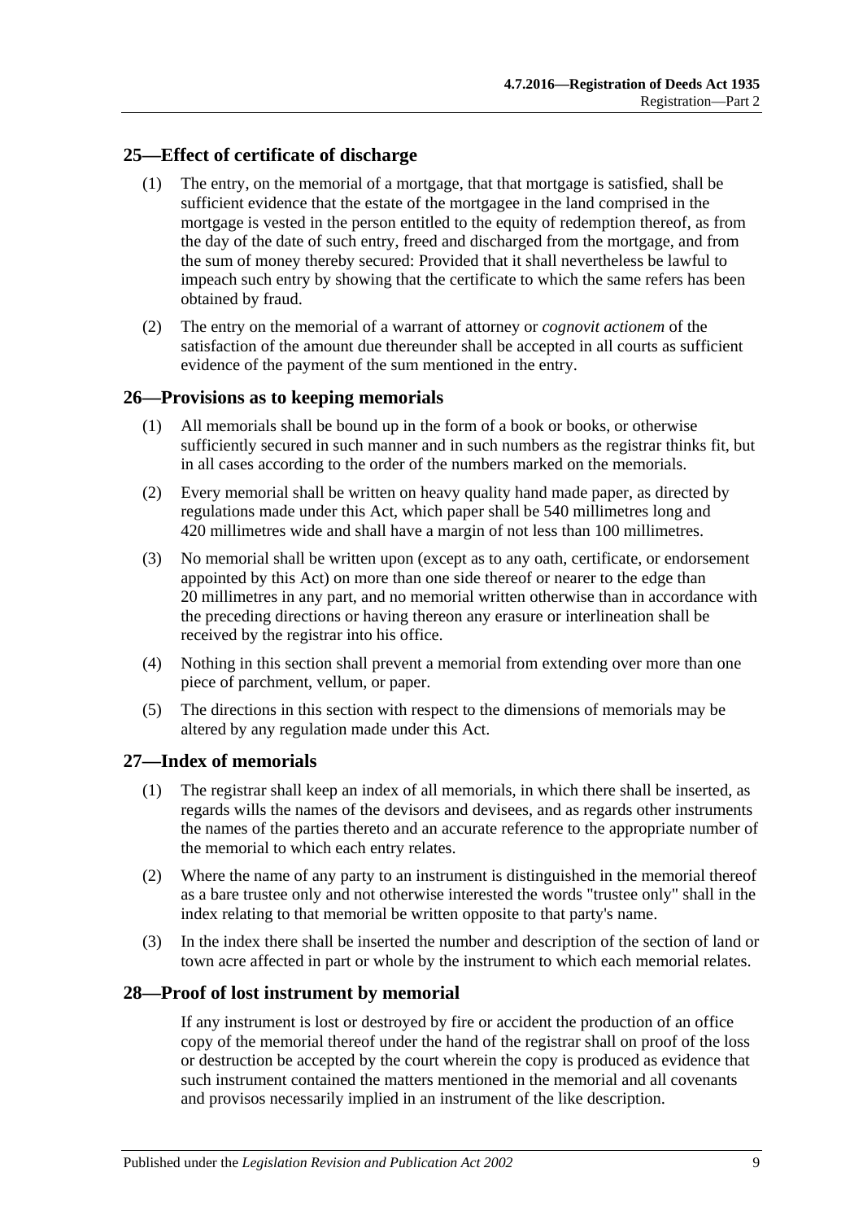## 25—Effect of certificate of discharge

(1) The entry, on the memorial of a mortgage, that that mortgage is satisfied, shall be sufficient evidence that the estate of the mortgagee in the land comprised in the mortgage is vested in the person entitled to the equity of redemption thereof, as from the day of the date of such entry, freed and discharged from the mortgage, and from the sum of money thereby secured: Provided that it shall nevertheless be lawful to impeach such entry by showing that the certificate to which the same refers has been obtained by fraud.

(2) The entry on the memorial of a warrant of attorney or *cognovit actionem* of the satisfaction of the amount due thereunder shall be accepted in all courts as sufficient evidence of the payment of the sum mentioned in the entry.

## 26—Provisions as to keeping memorials

(1) All memorials shall be bound up in the form of a book or books, or otherwise sufficiently secured in such manner and in such numbers as the registrar thinks fit, but in all cases according to the order of the numbers marked on the memorials.

(2) Every memorial shall be written on heavy quality hand made paper, as directed by regulations made under this Act, which paper shall be 540 millimetres long and 420 millimetres wide and shall have a margin of not less than 100 millimetres.

(3) No memorial shall be written upon (except as to any oath, certificate, or endorsement appointed by this Act) on more than one side thereof or nearer to the edge than 20 millimetres in any part, and no memorial written otherwise than in accordance with the preceding directions or having thereon any erasure or interlineation shall be received by the registrar into his office.

(4) Nothing in this section shall prevent a memorial from extending over more than one piece of parchment, vellum, or paper.

(5) The directions in this section with respect to the dimensions of memorials may be altered by any regulation made under this Act.

## 27—Index of memorials

(1) The registrar shall keep an index of all memorials, in which there shall be inserted, as regards wills the names of the devisors and devisees, and as regards other instruments the names of the parties thereto and an accurate reference to the appropriate number of the memorial to which each entry relates.

(2) Where the name of any party to an instrument is distinguished in the memorial thereof as a bare trustee only and not otherwise interested the words "trustee only" shall in the index relating to that memorial be written opposite to that party's name.

(3) In the index there shall be inserted the number and description of the section of land or town acre affected in part or whole by the instrument to which each memorial relates.

## 28—Proof of lost instrument by memorial

If any instrument is lost or destroyed by fire or accident the production of an office copy of the memorial thereof under the hand of the registrar shall on proof of the loss or destruction be accepted by the court wherein the copy is produced as evidence that such instrument contained the matters mentioned in the memorial and all covenants and provisos necessarily implied in an instrument of the like description.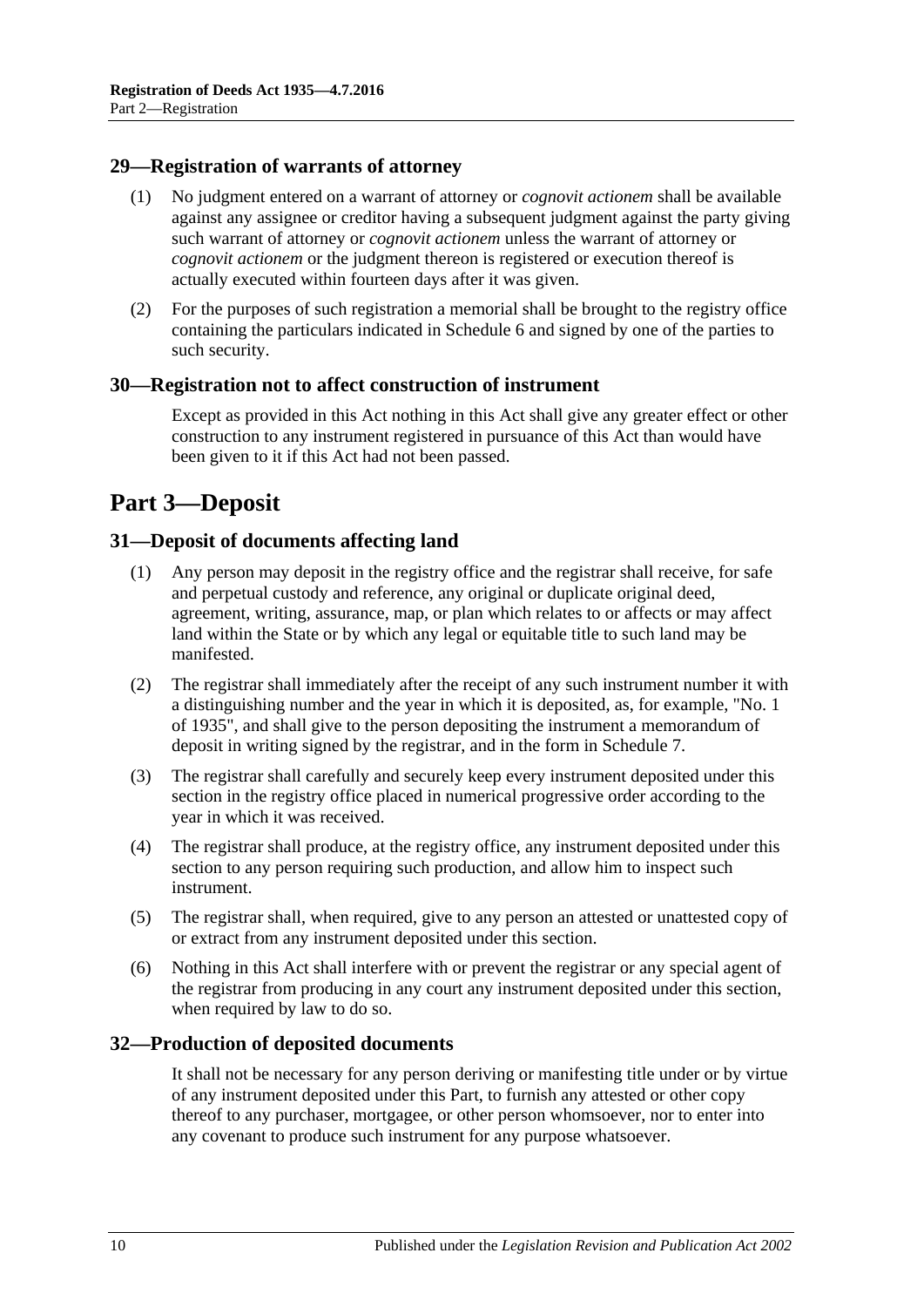### 29—Registration of warrants of attorney

(1) No judgment entered on a warrant of attorney or *cognovit actionem* shall be available against any assignee or creditor having a subsequent judgment against the party giving such warrant of attorney or *cognovit actionem* unless the warrant of attorney or *cognovit actionem* or the judgment thereon is registered or execution thereof is actually executed within fourteen days after it was given.

(2) For the purposes of such registration a memorial shall be brought to the registry office containing the particulars indicated in Schedule 6 and signed by one of the parties to such security.

### 30—Registration not to affect construction of instrument

Except as provided in this Act nothing in this Act shall give any greater effect or other construction to any instrument registered in pursuance of this Act than would have been given to it if this Act had not been passed.

## Part 3—Deposit

### 31—Deposit of documents affecting land

(1) Any person may deposit in the registry office and the registrar shall receive, for safe and perpetual custody and reference, any original or duplicate original deed, agreement, writing, assurance, map, or plan which relates to or affects or may affect land within the State or by which any legal or equitable title to such land may be manifested.

(2) The registrar shall immediately after the receipt of any such instrument number it with a distinguishing number and the year in which it is deposited, as, for example, "No. 1 of 1935", and shall give to the person depositing the instrument a memorandum of deposit in writing signed by the registrar, and in the form in Schedule 7.

(3) The registrar shall carefully and securely keep every instrument deposited under this section in the registry office placed in numerical progressive order according to the year in which it was received.

(4) The registrar shall produce, at the registry office, any instrument deposited under this section to any person requiring such production, and allow him to inspect such instrument.

(5) The registrar shall, when required, give to any person an attested or unattested copy of or extract from any instrument deposited under this section.

(6) Nothing in this Act shall interfere with or prevent the registrar or any special agent of the registrar from producing in any court any instrument deposited under this section, when required by law to do so.

### 32—Production of deposited documents

It shall not be necessary for any person deriving or manifesting title under or by virtue of any instrument deposited under this Part, to furnish any attested or other copy thereof to any purchaser, mortgagee, or other person whomsoever, nor to enter into any covenant to produce such instrument for any purpose whatsoever.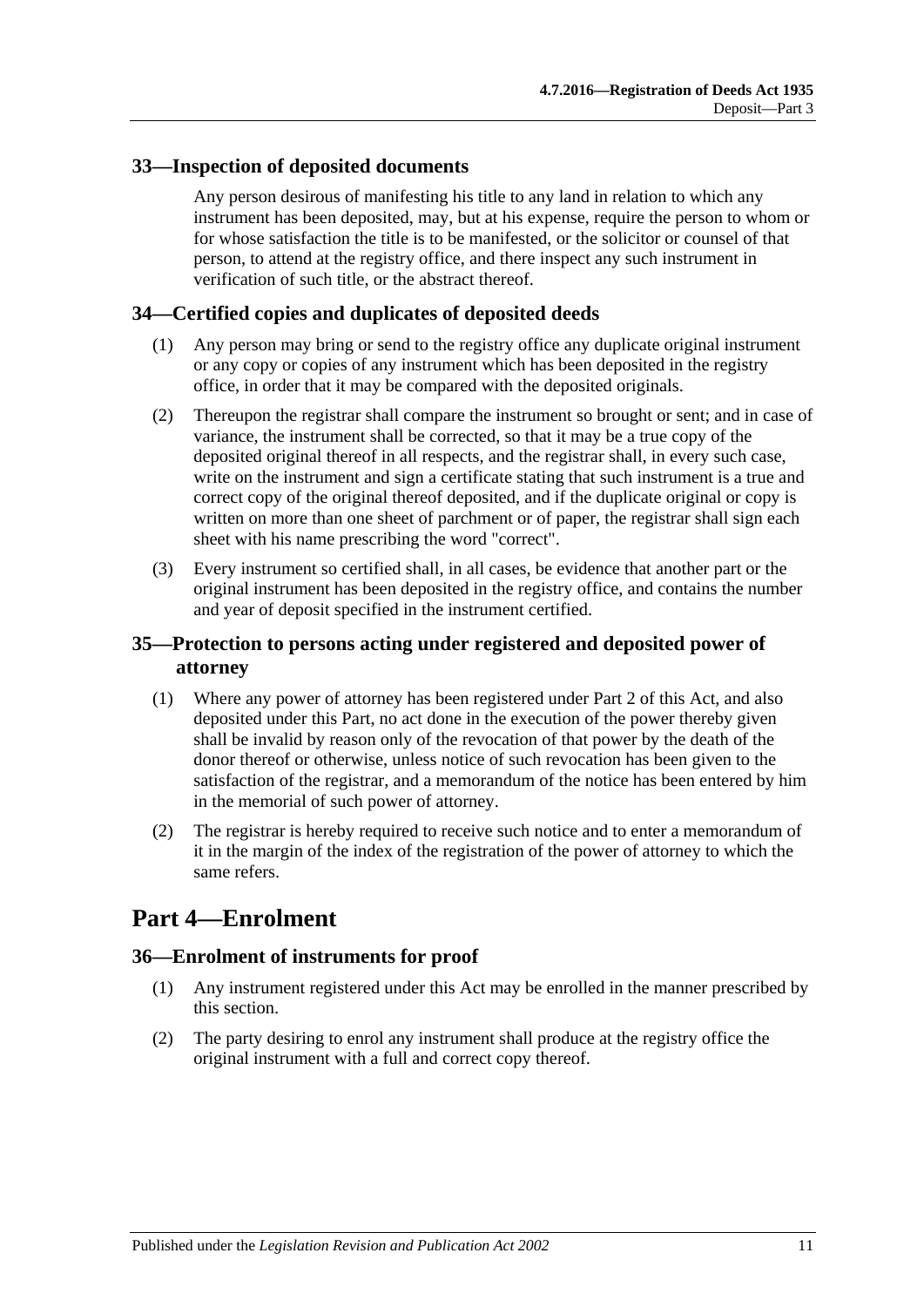## 33—Inspection of deposited documents

Any person desirous of manifesting his title to any land in relation to which any instrument has been deposited, may, but at his expense, require the person to whom or for whose satisfaction the title is to be manifested, or the solicitor or counsel of that person, to attend at the registry office, and there inspect any such instrument in verification of such title, or the abstract thereof.

## 34—Certified copies and duplicates of deposited deeds

(1) Any person may bring or send to the registry office any duplicate original instrument or any copy or copies of any instrument which has been deposited in the registry office, in order that it may be compared with the deposited originals.

(2) Thereupon the registrar shall compare the instrument so brought or sent; and in case of variance, the instrument shall be corrected, so that it may be a true copy of the deposited original thereof in all respects, and the registrar shall, in every such case, write on the instrument and sign a certificate stating that such instrument is a true and correct copy of the original thereof deposited, and if the duplicate original or copy is written on more than one sheet of parchment or of paper, the registrar shall sign each sheet with his name prescribing the word "correct".

(3) Every instrument so certified shall, in all cases, be evidence that another part or the original instrument has been deposited in the registry office, and contains the number and year of deposit specified in the instrument certified.

## 35—Protection to persons acting under registered and deposited power of attorney

(1) Where any power of attorney has been registered under Part 2 of this Act, and also deposited under this Part, no act done in the execution of the power thereby given shall be invalid by reason only of the revocation of that power by the death of the donor thereof or otherwise, unless notice of such revocation has been given to the satisfaction of the registrar, and a memorandum of the notice has been entered by him in the memorial of such power of attorney.

(2) The registrar is hereby required to receive such notice and to enter a memorandum of it in the margin of the index of the registration of the power of attorney to which the same refers.

# Part 4—Enrolment

## 36—Enrolment of instruments for proof

(1) Any instrument registered under this Act may be enrolled in the manner prescribed by this section.

(2) The party desiring to enrol any instrument shall produce at the registry office the original instrument with a full and correct copy thereof.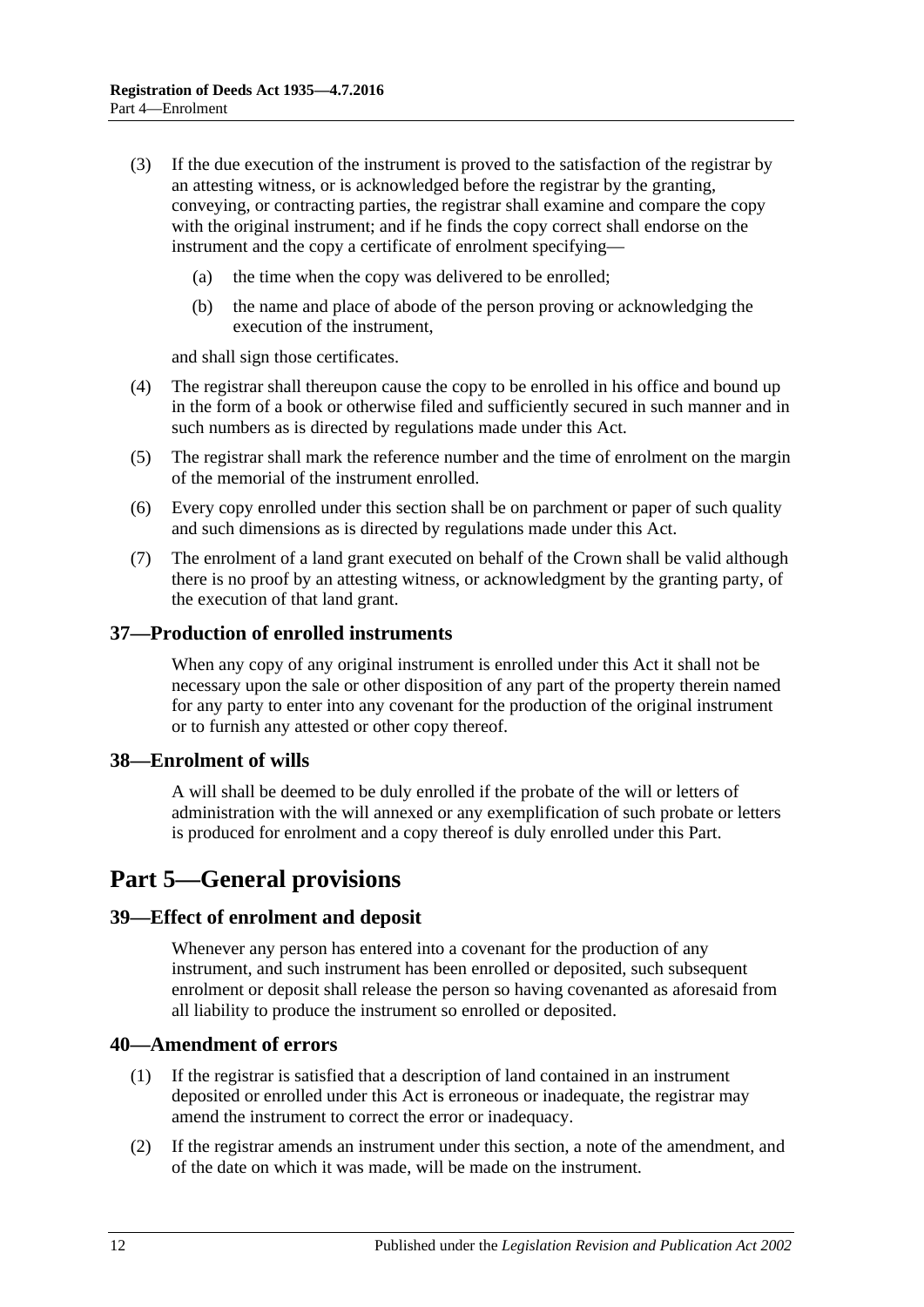(3) If the due execution of the instrument is proved to the satisfaction of the registrar by an attesting witness, or is acknowledged before the registrar by the granting, conveying, or contracting parties, the registrar shall examine and compare the copy with the original instrument; and if he finds the copy correct shall endorse on the instrument and the copy a certificate of enrolment specifying—

(a) the time when the copy was delivered to be enrolled;

(b) the name and place of abode of the person proving or acknowledging the execution of the instrument,

and shall sign those certificates.

(4) The registrar shall thereupon cause the copy to be enrolled in his office and bound up in the form of a book or otherwise filed and sufficiently secured in such manner and in such numbers as is directed by regulations made under this Act.

(5) The registrar shall mark the reference number and the time of enrolment on the margin of the memorial of the instrument enrolled.

(6) Every copy enrolled under this section shall be on parchment or paper of such quality and such dimensions as is directed by regulations made under this Act.

(7) The enrolment of a land grant executed on behalf of the Crown shall be valid although there is no proof by an attesting witness, or acknowledgment by the granting party, of the execution of that land grant.

### 37—Production of enrolled instruments

When any copy of any original instrument is enrolled under this Act it shall not be necessary upon the sale or other disposition of any part of the property therein named for any party to enter into any covenant for the production of the original instrument or to furnish any attested or other copy thereof.

### 38—Enrolment of wills

A will shall be deemed to be duly enrolled if the probate of the will or letters of administration with the will annexed or any exemplification of such probate or letters is produced for enrolment and a copy thereof is duly enrolled under this Part.

## Part 5—General provisions

### 39—Effect of enrolment and deposit

Whenever any person has entered into a covenant for the production of any instrument, and such instrument has been enrolled or deposited, such subsequent enrolment or deposit shall release the person so having covenanted as aforesaid from all liability to produce the instrument so enrolled or deposited.

### 40—Amendment of errors

(1) If the registrar is satisfied that a description of land contained in an instrument deposited or enrolled under this Act is erroneous or inadequate, the registrar may amend the instrument to correct the error or inadequacy.

(2) If the registrar amends an instrument under this section, a note of the amendment, and of the date on which it was made, will be made on the instrument.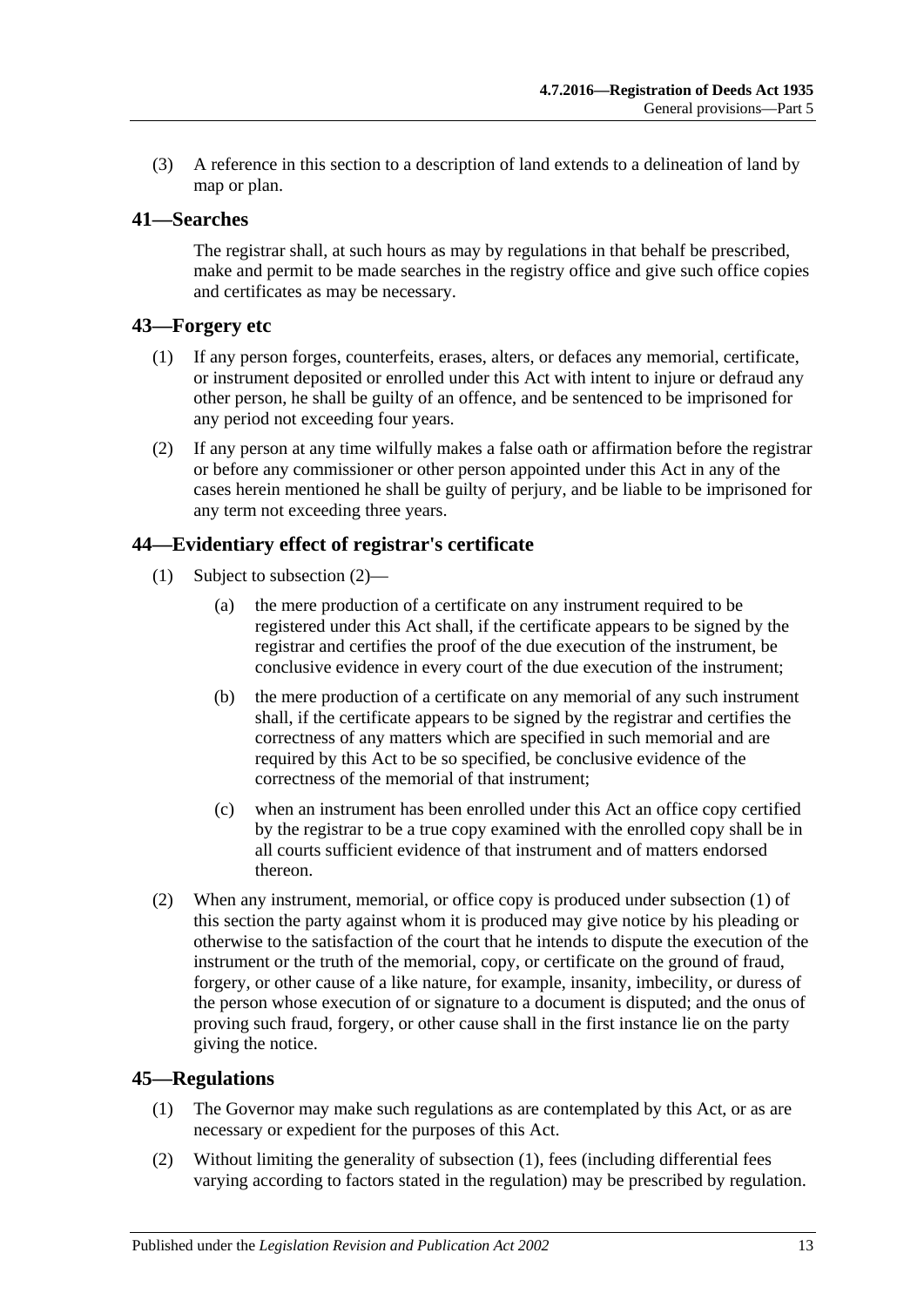(3) A reference in this section to a description of land extends to a delineation of land by map or plan.

## 41—Searches

The registrar shall, at such hours as may by regulations in that behalf be prescribed, make and permit to be made searches in the registry office and give such office copies and certificates as may be necessary.

## 43—Forgery etc

(1) If any person forges, counterfeits, erases, alters, or defaces any memorial, certificate, or instrument deposited or enrolled under this Act with intent to injure or defraud any other person, he shall be guilty of an offence, and be sentenced to be imprisoned for any period not exceeding four years.

(2) If any person at any time wilfully makes a false oath or affirmation before the registrar or before any commissioner or other person appointed under this Act in any of the cases herein mentioned he shall be guilty of perjury, and be liable to be imprisoned for any term not exceeding three years.

## 44—Evidentiary effect of registrar's certificate

(1) Subject to subsection (2)—

- (a) the mere production of a certificate on any instrument required to be registered under this Act shall, if the certificate appears to be signed by the registrar and certifies the proof of the due execution of the instrument, be conclusive evidence in every court of the due execution of the instrument;
- (b) the mere production of a certificate on any memorial of any such instrument shall, if the certificate appears to be signed by the registrar and certifies the correctness of any matters which are specified in such memorial and are required by this Act to be so specified, be conclusive evidence of the correctness of the memorial of that instrument;
- (c) when an instrument has been enrolled under this Act an office copy certified by the registrar to be a true copy examined with the enrolled copy shall be in all courts sufficient evidence of that instrument and of matters endorsed thereon.

(2) When any instrument, memorial, or office copy is produced under subsection (1) of this section the party against whom it is produced may give notice by his pleading or otherwise to the satisfaction of the court that he intends to dispute the execution of the instrument or the truth of the memorial, copy, or certificate on the ground of fraud, forgery, or other cause of a like nature, for example, insanity, imbecility, or duress of the person whose execution of or signature to a document is disputed; and the onus of proving such fraud, forgery, or other cause shall in the first instance lie on the party giving the notice.

## 45—Regulations

(1) The Governor may make such regulations as are contemplated by this Act, or as are necessary or expedient for the purposes of this Act.

(2) Without limiting the generality of subsection (1), fees (including differential fees varying according to factors stated in the regulation) may be prescribed by regulation.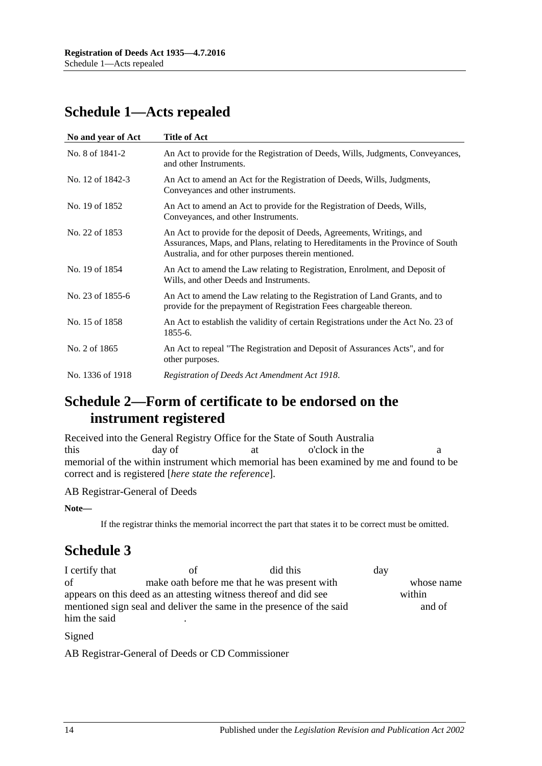## Schedule 1—Acts repealed

| No and year of Act | Title of Act |
|---|---|
| No. 8 of 1841-2 | An Act to provide for the Registration of Deeds, Wills, Judgments, Conveyances, and other Instruments. |
| No. 12 of 1842-3 | An Act to amend an Act for the Registration of Deeds, Wills, Judgments, Conveyances and other instruments. |
| No. 19 of 1852 | An Act to amend an Act to provide for the Registration of Deeds, Wills, Conveyances, and other Instruments. |
| No. 22 of 1853 | An Act to provide for the deposit of Deeds, Agreements, Writings, and Assurances, Maps, and Plans, relating to Hereditaments in the Province of South Australia, and for other purposes therein mentioned. |
| No. 19 of 1854 | An Act to amend the Law relating to Registration, Enrolment, and Deposit of Wills, and other Deeds and Instruments. |
| No. 23 of 1855-6 | An Act to amend the Law relating to the Registration of Land Grants, and to provide for the prepayment of Registration Fees chargeable thereon. |
| No. 15 of 1858 | An Act to establish the validity of certain Registrations under the Act No. 23 of 1855-6. |
| No. 2 of 1865 | An Act to repeal "The Registration and Deposit of Assurances Acts", and for other purposes. |
| No. 1336 of 1918 | *Registration of Deeds Act Amendment Act 1918*. |

## Schedule 2—Form of certificate to be endorsed on the instrument registered

Received into the General Registry Office for the State of South Australia this day of at o'clock in the a memorial of the within instrument which memorial has been examined by me and found to be correct and is registered [*here state the reference*].

AB Registrar-General of Deeds

**Note—**

If the registrar thinks the memorial incorrect the part that states it to be correct must be omitted.

## Schedule 3

I certify that of did this day of make oath before me that he was present with whose name appears on this deed as an attesting witness thereof and did see within mentioned sign seal and deliver the same in the presence of the said and of him the said .

Signed

AB Registrar-General of Deeds or CD Commissioner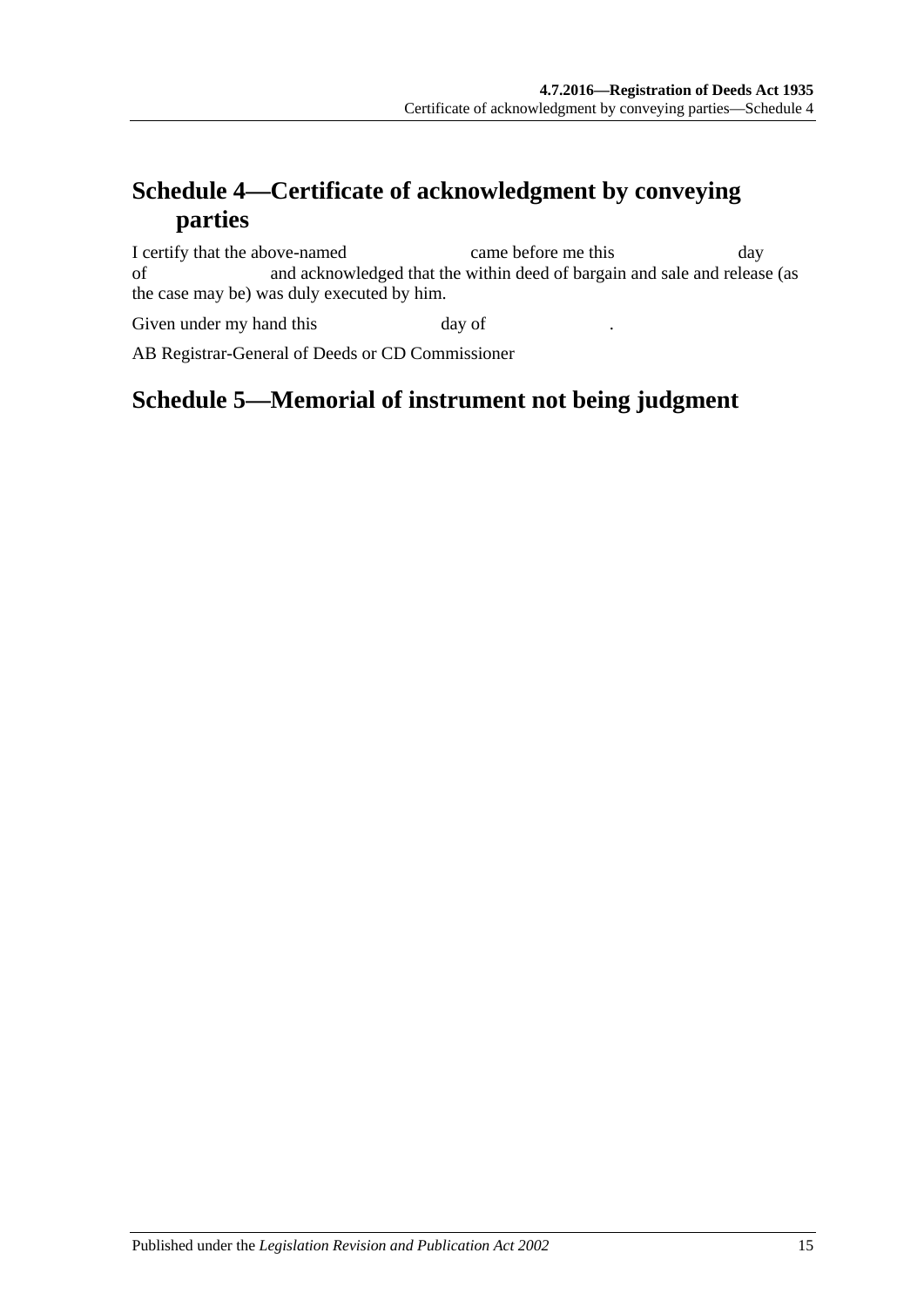## Schedule 4—Certificate of acknowledgment by conveying parties

I certify that the above-named                    came before me this                    day of                    and acknowledged that the within deed of bargain and sale and release (as the case may be) was duly executed by him.

Given under my hand this                    day of                    .

AB Registrar-General of Deeds or CD Commissioner

## Schedule 5—Memorial of instrument not being judgment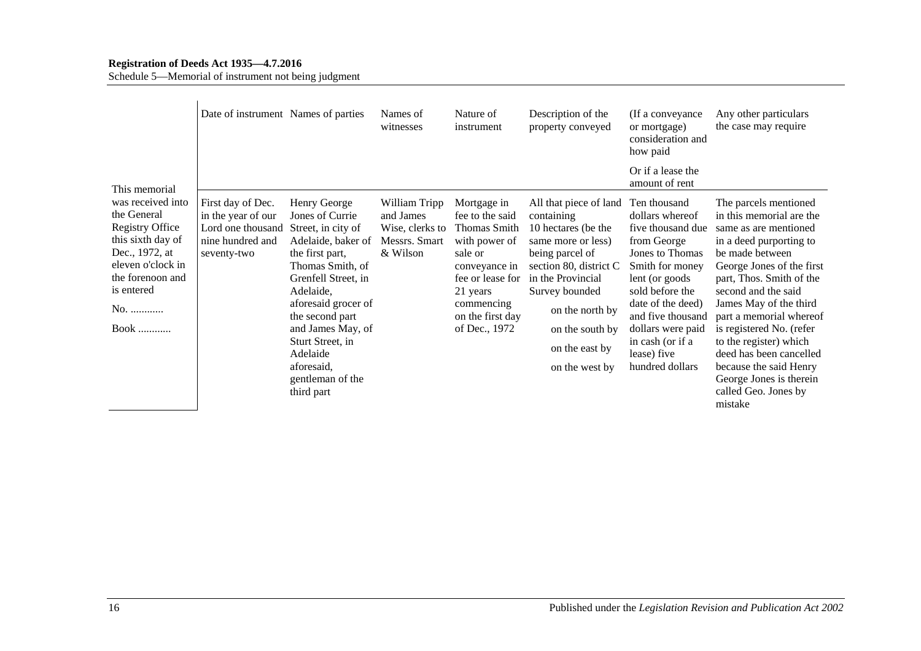| | Date of instrument | Names of parties | Names of witnesses | Nature of instrument | Description of the property conveyed | (If a conveyance or mortgage) consideration and how paid<br><br>Or if a lease the amount of rent | Any other particulars the case may require |
|---|---|---|---|---|---|---|---|
| This memorial was received into the General Registry Office this sixth day of Dec., 1972, at eleven o'clock in the forenoon and is entered<br><br>No. ............<br><br>Book ............ | First day of Dec. in the year of our Lord one thousand nine hundred and seventy-two | Henry George Jones of Currie Street, in city of Adelaide, baker of the first part, Thomas Smith, of Grenfell Street, in Adelaide, aforesaid grocer of the second part and James May, of Sturt Street, in Adelaide aforesaid, gentleman of the third part | William Tripp and James Wise, clerks to Messrs. Smart & Wilson | Mortgage in fee to the said Thomas Smith with power of sale or conveyance in fee or lease for 21 years commencing on the first day of Dec., 1972 | All that piece of land containing 10 hectares (be the same more or less) being parcel of section 80, district C in the Provincial Survey bounded<br><br>on the north by<br><br>on the south by<br><br>on the east by<br><br>on the west by | Ten thousand dollars whereof five thousand due from George Jones to Thomas Smith for money lent (or goods sold before the date of the deed) and five thousand dollars were paid in cash (or if a lease) five hundred dollars | The parcels mentioned in this memorial are the same as are mentioned in a deed purporting to be made between George Jones of the first part, Thos. Smith of the second and the said James May of the third part a memorial whereof is registered No. (refer to the register) which deed has been cancelled because the said Henry George Jones is therein called Geo. Jones by mistake |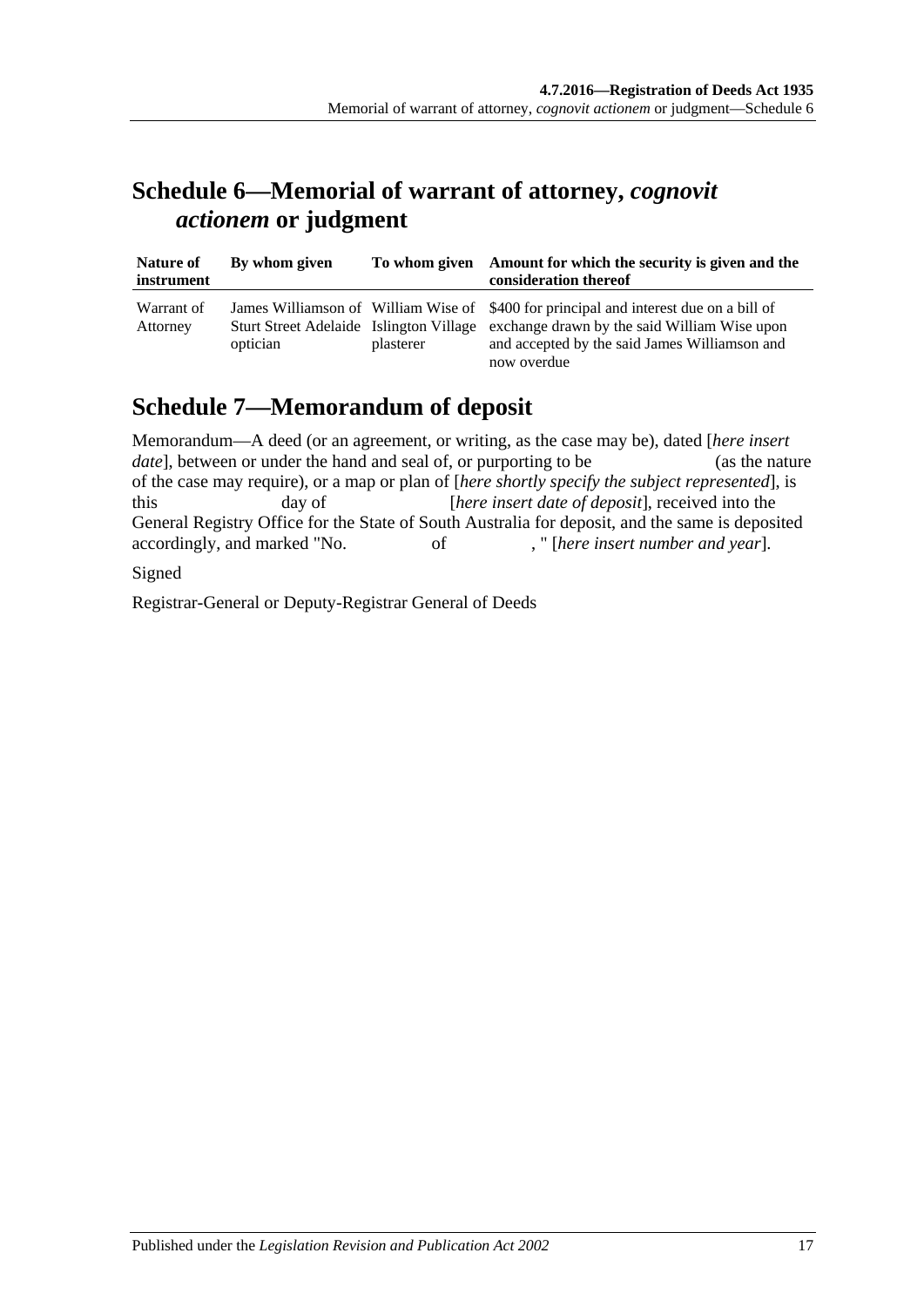## Schedule 6—Memorial of warrant of attorney, *cognovit actionem* or judgment

| Nature of instrument | By whom given | To whom given | Amount for which the security is given and the consideration thereof |
|---|---|---|---|
| Warrant of Attorney | James Williamson of Sturt Street Adelaide optician | William Wise of Islington Village plasterer | $400 for principal and interest due on a bill of exchange drawn by the said William Wise upon and accepted by the said James Williamson and now overdue |

## Schedule 7—Memorandum of deposit

Memorandum—A deed (or an agreement, or writing, as the case may be), dated [*here insert date*], between or under the hand and seal of, or purporting to be (as the nature of the case may require), or a map or plan of [*here shortly specify the subject represented*], is this day of [*here insert date of deposit*], received into the General Registry Office for the State of South Australia for deposit, and the same is deposited accordingly, and marked "No. of , " [*here insert number and year*].

Signed

Registrar-General or Deputy-Registrar General of Deeds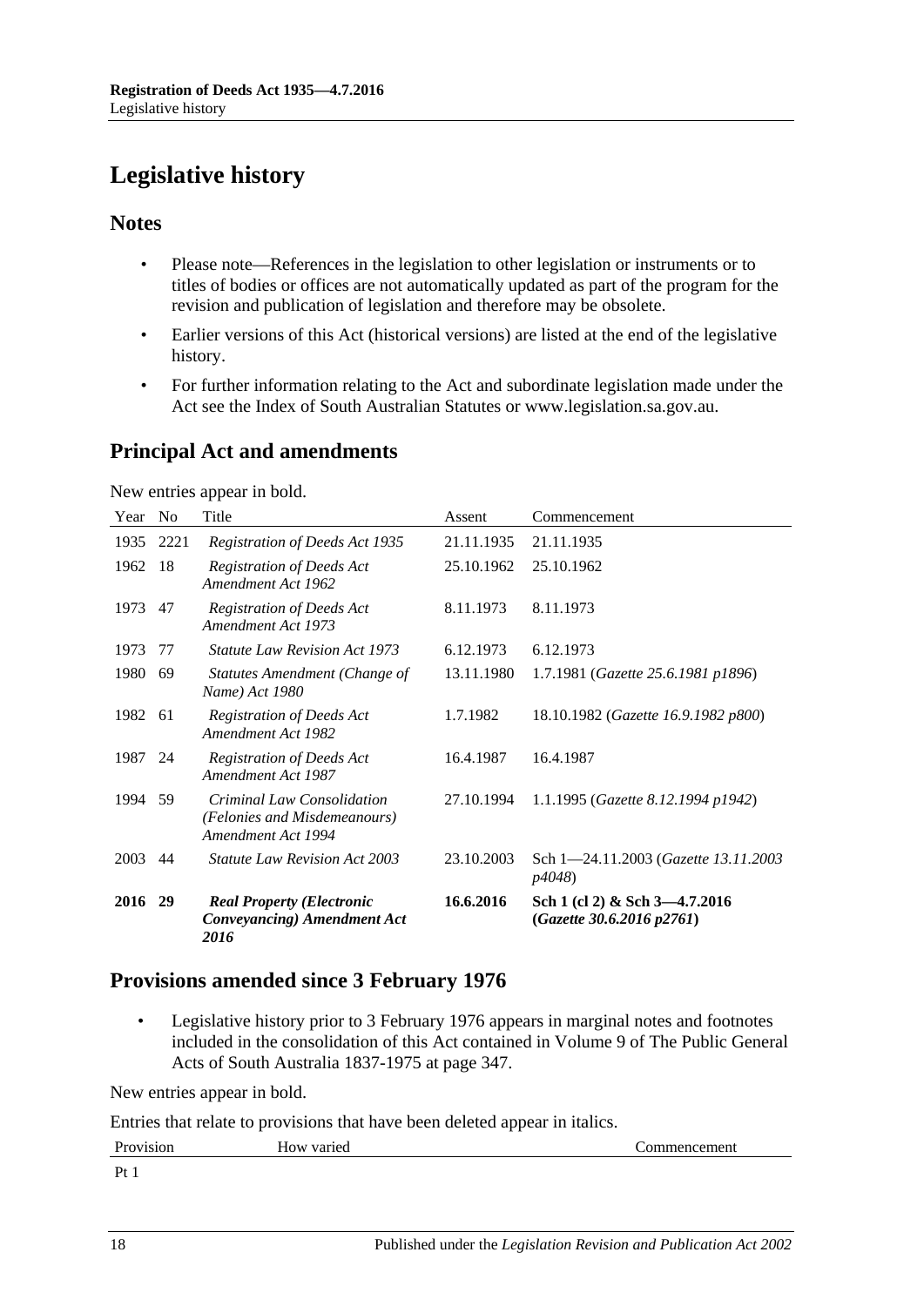# Legislative history

## Notes

- Please note—References in the legislation to other legislation or instruments or to titles of bodies or offices are not automatically updated as part of the program for the revision and publication of legislation and therefore may be obsolete.
- Earlier versions of this Act (historical versions) are listed at the end of the legislative history.
- For further information relating to the Act and subordinate legislation made under the Act see the Index of South Australian Statutes or www.legislation.sa.gov.au.

## Principal Act and amendments

New entries appear in bold.

| Year | No | Title | Assent | Commencement |
|---|---|---|---|---|
| 1935 | 2221 | *Registration of Deeds Act 1935* | 21.11.1935 | 21.11.1935 |
| 1962 | 18 | *Registration of Deeds Act Amendment Act 1962* | 25.10.1962 | 25.10.1962 |
| 1973 | 47 | *Registration of Deeds Act Amendment Act 1973* | 8.11.1973 | 8.11.1973 |
| 1973 | 77 | *Statute Law Revision Act 1973* | 6.12.1973 | 6.12.1973 |
| 1980 | 69 | *Statutes Amendment (Change of Name) Act 1980* | 13.11.1980 | 1.7.1981 (*Gazette 25.6.1981 p1896*) |
| 1982 | 61 | *Registration of Deeds Act Amendment Act 1982* | 1.7.1982 | 18.10.1982 (*Gazette 16.9.1982 p800*) |
| 1987 | 24 | *Registration of Deeds Act Amendment Act 1987* | 16.4.1987 | 16.4.1987 |
| 1994 | 59 | *Criminal Law Consolidation (Felonies and Misdemeanours) Amendment Act 1994* | 27.10.1994 | 1.1.1995 (*Gazette 8.12.1994 p1942*) |
| 2003 | 44 | *Statute Law Revision Act 2003* | 23.10.2003 | Sch 1—24.11.2003 (*Gazette 13.11.2003 p4048*) |
| **2016** | **29** | ***Real Property (Electronic Conveyancing) Amendment Act 2016*** | **16.6.2016** | **Sch 1 (cl 2) & Sch 3—4.7.2016 (*Gazette 30.6.2016 p2761*)** |

## Provisions amended since 3 February 1976

- Legislative history prior to 3 February 1976 appears in marginal notes and footnotes included in the consolidation of this Act contained in Volume 9 of The Public General Acts of South Australia 1837-1975 at page 347.

New entries appear in bold.

Entries that relate to provisions that have been deleted appear in italics.

| Provision | How varied | Commencement |
|---|---|---|
| Pt 1 | | |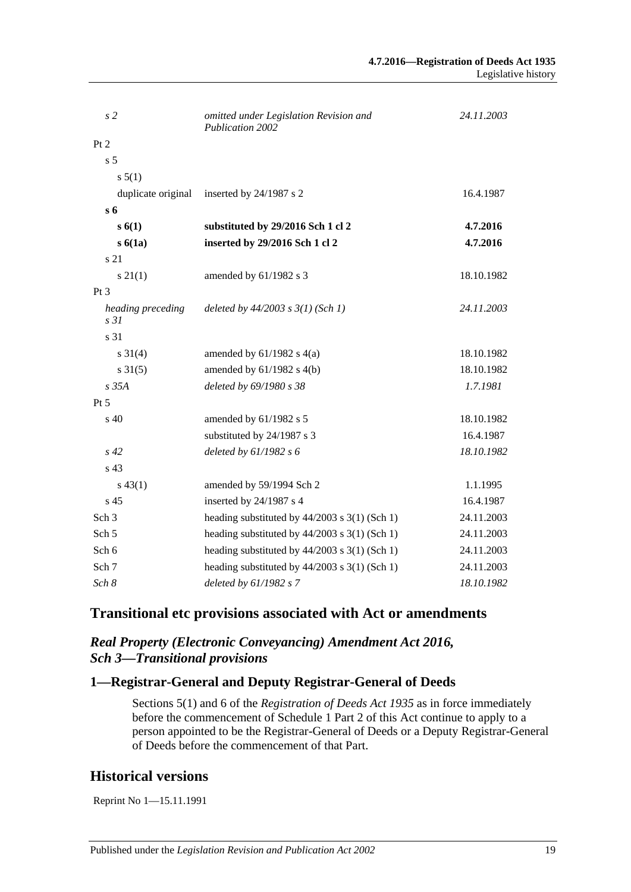| | | |
|---|---|---|
| *s 2* | *omitted under Legislation Revision and Publication 2002* | *24.11.2003* |
| Pt 2 | | |
| s 5 | | |
| s 5(1) | | |
| duplicate original | inserted by 24/1987 s 2 | 16.4.1987 |
| **s 6** | | |
| **s 6(1)** | **substituted by 29/2016 Sch 1 cl 2** | **4.7.2016** |
| **s 6(1a)** | **inserted by 29/2016 Sch 1 cl 2** | **4.7.2016** |
| s 21 | | |
| s 21(1) | amended by 61/1982 s 3 | 18.10.1982 |
| Pt 3 | | |
| *heading preceding s 31* | *deleted by 44/2003 s 3(1) (Sch 1)* | *24.11.2003* |
| s 31 | | |
| s 31(4) | amended by 61/1982 s 4(a) | 18.10.1982 |
| s 31(5) | amended by 61/1982 s 4(b) | 18.10.1982 |
| *s 35A* | *deleted by 69/1980 s 38* | *1.7.1981* |
| Pt 5 | | |
| s 40 | amended by 61/1982 s 5 | 18.10.1982 |
| | substituted by 24/1987 s 3 | 16.4.1987 |
| *s 42* | *deleted by 61/1982 s 6* | *18.10.1982* |
| s 43 | | |
| s 43(1) | amended by 59/1994 Sch 2 | 1.1.1995 |
| s 45 | inserted by 24/1987 s 4 | 16.4.1987 |
| Sch 3 | heading substituted by 44/2003 s 3(1) (Sch 1) | 24.11.2003 |
| Sch 5 | heading substituted by 44/2003 s 3(1) (Sch 1) | 24.11.2003 |
| Sch 6 | heading substituted by 44/2003 s 3(1) (Sch 1) | 24.11.2003 |
| Sch 7 | heading substituted by 44/2003 s 3(1) (Sch 1) | 24.11.2003 |
| *Sch 8* | *deleted by 61/1982 s 7* | *18.10.1982* |

## Transitional etc provisions associated with Act or amendments

### *Real Property (Electronic Conveyancing) Amendment Act 2016, Sch 3—Transitional provisions*

### 1—Registrar-General and Deputy Registrar-General of Deeds

Sections 5(1) and 6 of the *Registration of Deeds Act 1935* as in force immediately before the commencement of Schedule 1 Part 2 of this Act continue to apply to a person appointed to be the Registrar-General of Deeds or a Deputy Registrar-General of Deeds before the commencement of that Part.

## Historical versions

Reprint No 1—15.11.1991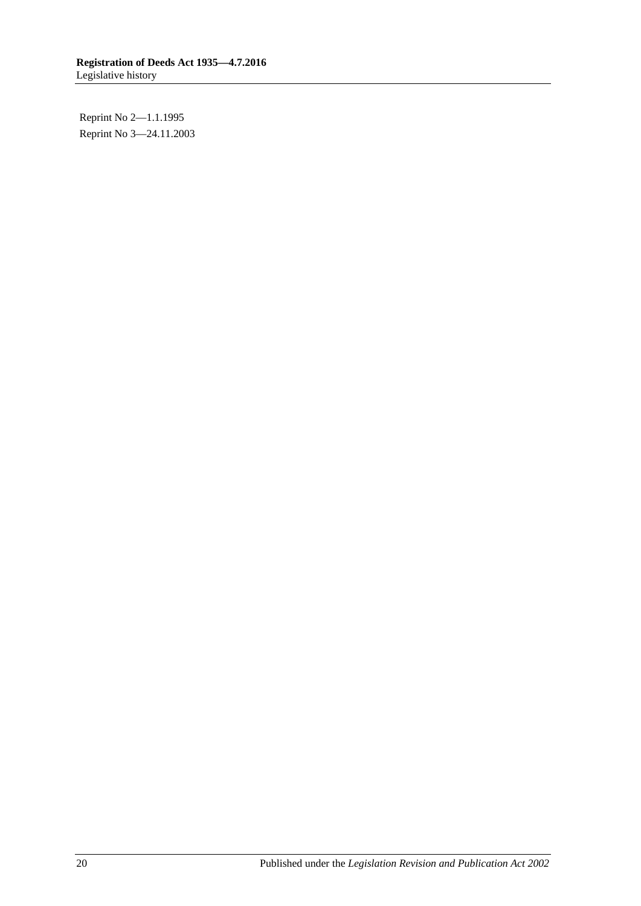Reprint No 2—1.1.1995

Reprint No 3—24.11.2003